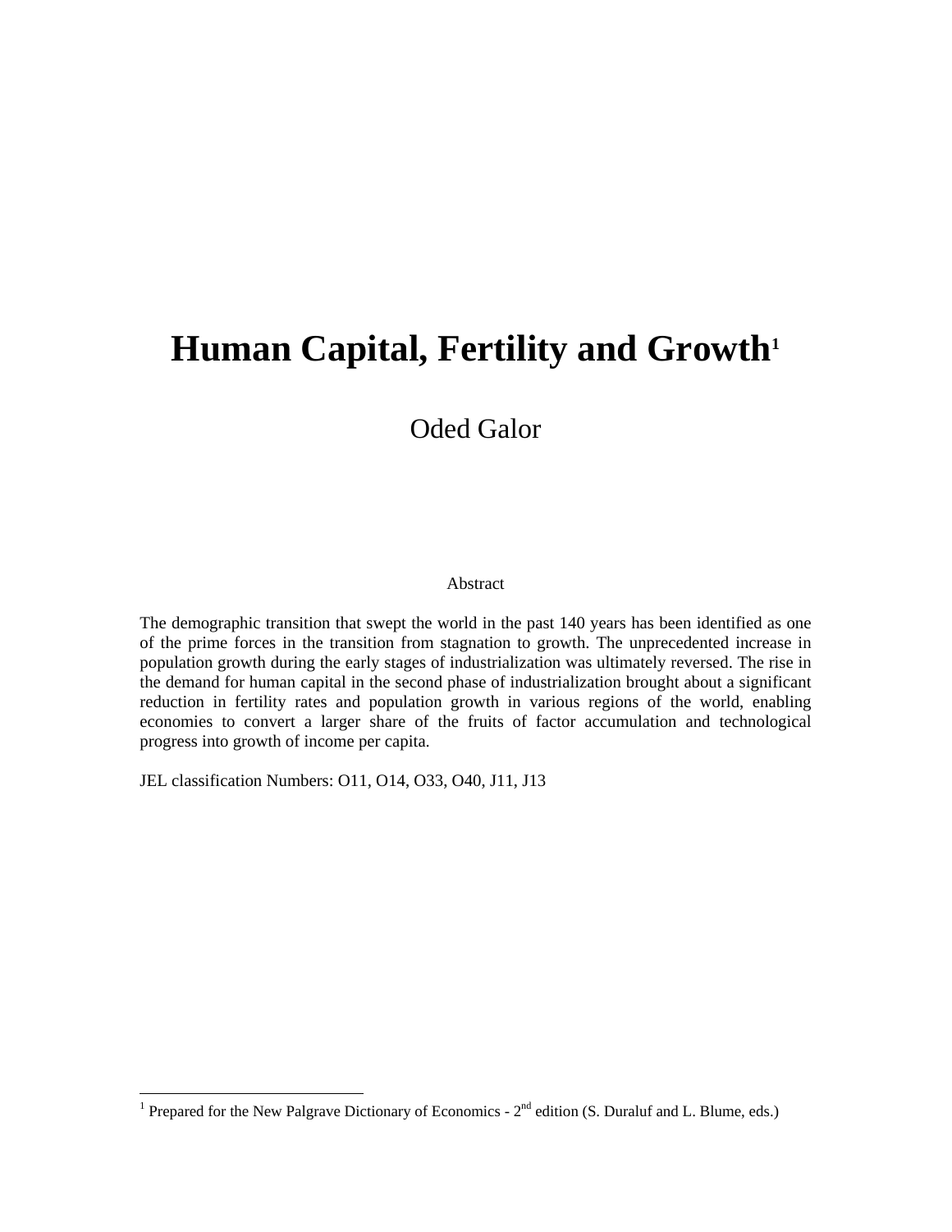# Human Capital, Fertility and Growth[1]

Oded Galor

Abstract

The demographic transition that swept the world in the past 140 years has been identified as one of the prime forces in the transition from stagnation to growth. The unprecedented increase in population growth during the early stages of industrialization was ultimately reversed. The rise in the demand for human capital in the second phase of industrialization brought about a significant reduction in fertility rates and population growth in various regions of the world, enabling economies to convert a larger share of the fruits of factor accumulation and technological progress into growth of income per capita.

JEL classification Numbers: O11, O14, O33, O40, J11, J13

[1] Prepared for the New Palgrave Dictionary of Economics - 2nd edition (S. Duraluf and L. Blume, eds.)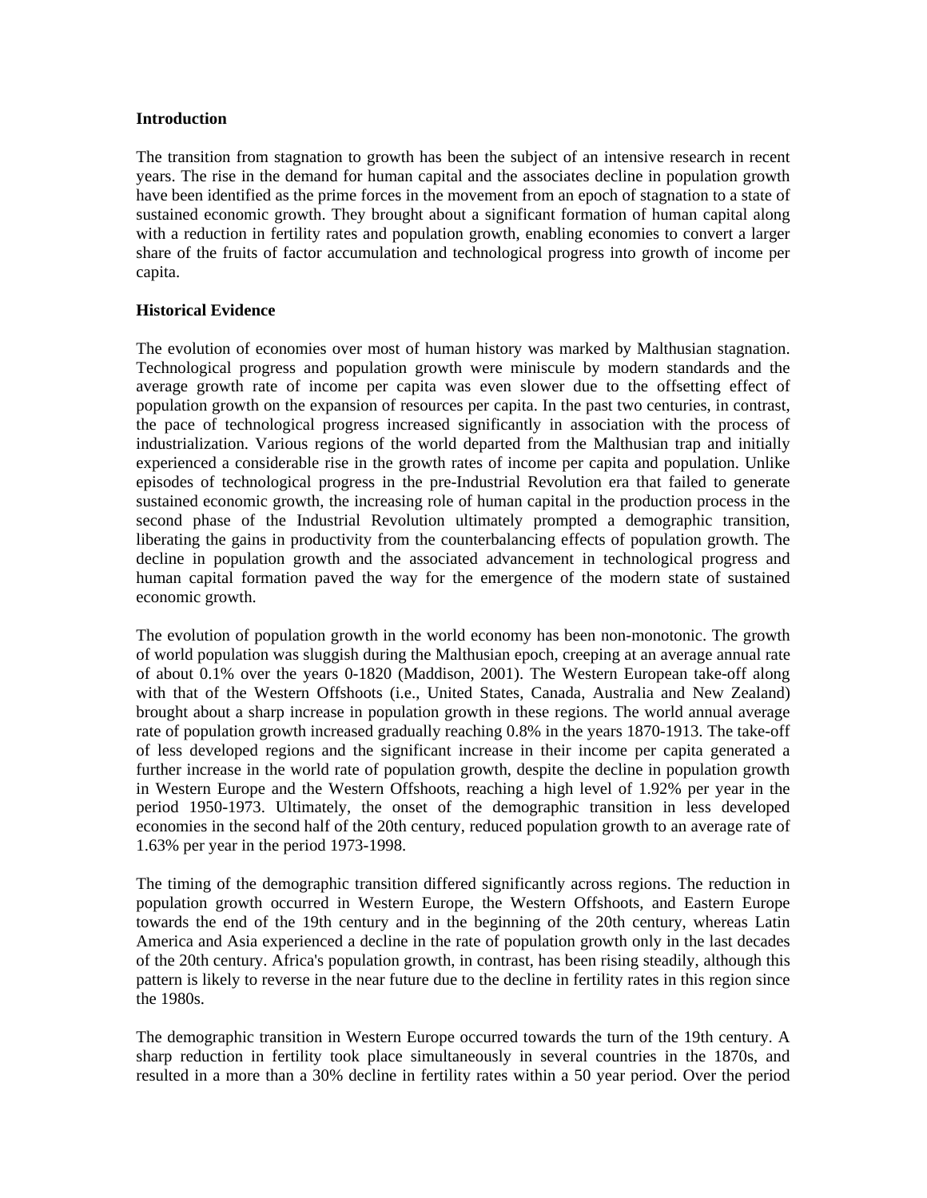**Introduction**

The transition from stagnation to growth has been the subject of an intensive research in recent years. The rise in the demand for human capital and the associates decline in population growth have been identified as the prime forces in the movement from an epoch of stagnation to a state of sustained economic growth. They brought about a significant formation of human capital along with a reduction in fertility rates and population growth, enabling economies to convert a larger share of the fruits of factor accumulation and technological progress into growth of income per capita.

**Historical Evidence**

The evolution of economies over most of human history was marked by Malthusian stagnation. Technological progress and population growth were miniscule by modern standards and the average growth rate of income per capita was even slower due to the offsetting effect of population growth on the expansion of resources per capita. In the past two centuries, in contrast, the pace of technological progress increased significantly in association with the process of industrialization. Various regions of the world departed from the Malthusian trap and initially experienced a considerable rise in the growth rates of income per capita and population. Unlike episodes of technological progress in the pre-Industrial Revolution era that failed to generate sustained economic growth, the increasing role of human capital in the production process in the second phase of the Industrial Revolution ultimately prompted a demographic transition, liberating the gains in productivity from the counterbalancing effects of population growth. The decline in population growth and the associated advancement in technological progress and human capital formation paved the way for the emergence of the modern state of sustained economic growth.

The evolution of population growth in the world economy has been non-monotonic. The growth of world population was sluggish during the Malthusian epoch, creeping at an average annual rate of about 0.1% over the years 0-1820 (Maddison, 2001). The Western European take-off along with that of the Western Offshoots (i.e., United States, Canada, Australia and New Zealand) brought about a sharp increase in population growth in these regions. The world annual average rate of population growth increased gradually reaching 0.8% in the years 1870-1913. The take-off of less developed regions and the significant increase in their income per capita generated a further increase in the world rate of population growth, despite the decline in population growth in Western Europe and the Western Offshoots, reaching a high level of 1.92% per year in the period 1950-1973. Ultimately, the onset of the demographic transition in less developed economies in the second half of the 20th century, reduced population growth to an average rate of 1.63% per year in the period 1973-1998.

The timing of the demographic transition differed significantly across regions. The reduction in population growth occurred in Western Europe, the Western Offshoots, and Eastern Europe towards the end of the 19th century and in the beginning of the 20th century, whereas Latin America and Asia experienced a decline in the rate of population growth only in the last decades of the 20th century. Africa's population growth, in contrast, has been rising steadily, although this pattern is likely to reverse in the near future due to the decline in fertility rates in this region since the 1980s.

The demographic transition in Western Europe occurred towards the turn of the 19th century. A sharp reduction in fertility took place simultaneously in several countries in the 1870s, and resulted in a more than a 30% decline in fertility rates within a 50 year period. Over the period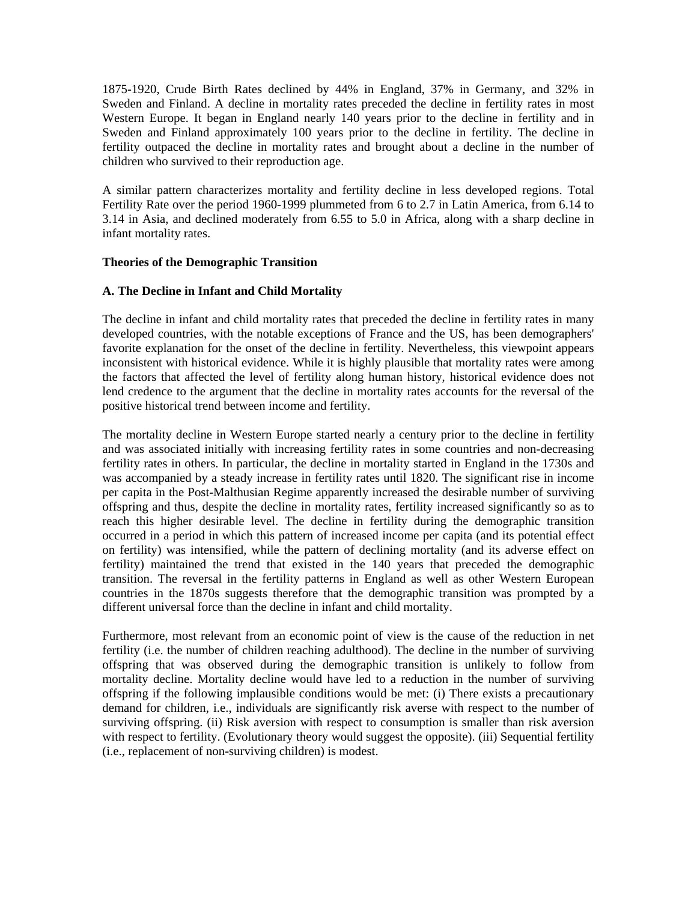1875-1920, Crude Birth Rates declined by 44% in England, 37% in Germany, and 32% in Sweden and Finland. A decline in mortality rates preceded the decline in fertility rates in most Western Europe. It began in England nearly 140 years prior to the decline in fertility and in Sweden and Finland approximately 100 years prior to the decline in fertility. The decline in fertility outpaced the decline in mortality rates and brought about a decline in the number of children who survived to their reproduction age.

A similar pattern characterizes mortality and fertility decline in less developed regions. Total Fertility Rate over the period 1960-1999 plummeted from 6 to 2.7 in Latin America, from 6.14 to 3.14 in Asia, and declined moderately from 6.55 to 5.0 in Africa, along with a sharp decline in infant mortality rates.

**Theories of the Demographic Transition**

**A. The Decline in Infant and Child Mortality**

The decline in infant and child mortality rates that preceded the decline in fertility rates in many developed countries, with the notable exceptions of France and the US, has been demographers' favorite explanation for the onset of the decline in fertility. Nevertheless, this viewpoint appears inconsistent with historical evidence. While it is highly plausible that mortality rates were among the factors that affected the level of fertility along human history, historical evidence does not lend credence to the argument that the decline in mortality rates accounts for the reversal of the positive historical trend between income and fertility.

The mortality decline in Western Europe started nearly a century prior to the decline in fertility and was associated initially with increasing fertility rates in some countries and non-decreasing fertility rates in others. In particular, the decline in mortality started in England in the 1730s and was accompanied by a steady increase in fertility rates until 1820. The significant rise in income per capita in the Post-Malthusian Regime apparently increased the desirable number of surviving offspring and thus, despite the decline in mortality rates, fertility increased significantly so as to reach this higher desirable level. The decline in fertility during the demographic transition occurred in a period in which this pattern of increased income per capita (and its potential effect on fertility) was intensified, while the pattern of declining mortality (and its adverse effect on fertility) maintained the trend that existed in the 140 years that preceded the demographic transition. The reversal in the fertility patterns in England as well as other Western European countries in the 1870s suggests therefore that the demographic transition was prompted by a different universal force than the decline in infant and child mortality.

Furthermore, most relevant from an economic point of view is the cause of the reduction in net fertility (i.e. the number of children reaching adulthood). The decline in the number of surviving offspring that was observed during the demographic transition is unlikely to follow from mortality decline. Mortality decline would have led to a reduction in the number of surviving offspring if the following implausible conditions would be met: (i) There exists a precautionary demand for children, i.e., individuals are significantly risk averse with respect to the number of surviving offspring. (ii) Risk aversion with respect to consumption is smaller than risk aversion with respect to fertility. (Evolutionary theory would suggest the opposite). (iii) Sequential fertility (i.e., replacement of non-surviving children) is modest.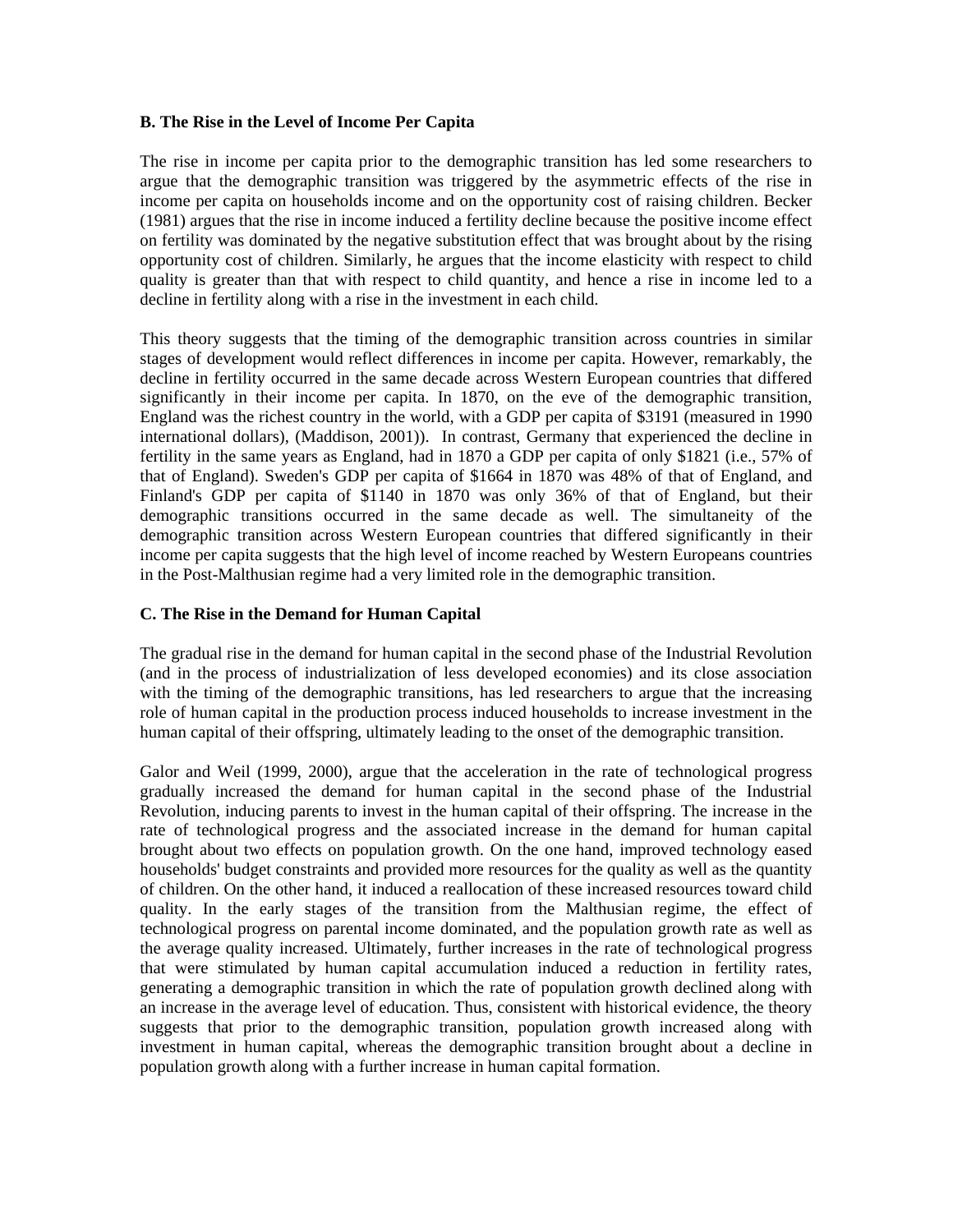### B. The Rise in the Level of Income Per Capita

The rise in income per capita prior to the demographic transition has led some researchers to argue that the demographic transition was triggered by the asymmetric effects of the rise in income per capita on households income and on the opportunity cost of raising children. Becker (1981) argues that the rise in income induced a fertility decline because the positive income effect on fertility was dominated by the negative substitution effect that was brought about by the rising opportunity cost of children. Similarly, he argues that the income elasticity with respect to child quality is greater than that with respect to child quantity, and hence a rise in income led to a decline in fertility along with a rise in the investment in each child.

This theory suggests that the timing of the demographic transition across countries in similar stages of development would reflect differences in income per capita. However, remarkably, the decline in fertility occurred in the same decade across Western European countries that differed significantly in their income per capita. In 1870, on the eve of the demographic transition, England was the richest country in the world, with a GDP per capita of $3191 (measured in 1990 international dollars), (Maddison, 2001)). In contrast, Germany that experienced the decline in fertility in the same years as England, had in 1870 a GDP per capita of only $1821 (i.e., 57% of that of England). Sweden's GDP per capita of $1664 in 1870 was 48% of that of England, and Finland's GDP per capita of $1140 in 1870 was only 36% of that of England, but their demographic transitions occurred in the same decade as well. The simultaneity of the demographic transition across Western European countries that differed significantly in their income per capita suggests that the high level of income reached by Western Europeans countries in the Post-Malthusian regime had a very limited role in the demographic transition.

### C. The Rise in the Demand for Human Capital

The gradual rise in the demand for human capital in the second phase of the Industrial Revolution (and in the process of industrialization of less developed economies) and its close association with the timing of the demographic transitions, has led researchers to argue that the increasing role of human capital in the production process induced households to increase investment in the human capital of their offspring, ultimately leading to the onset of the demographic transition.

Galor and Weil (1999, 2000), argue that the acceleration in the rate of technological progress gradually increased the demand for human capital in the second phase of the Industrial Revolution, inducing parents to invest in the human capital of their offspring. The increase in the rate of technological progress and the associated increase in the demand for human capital brought about two effects on population growth. On the one hand, improved technology eased households' budget constraints and provided more resources for the quality as well as the quantity of children. On the other hand, it induced a reallocation of these increased resources toward child quality. In the early stages of the transition from the Malthusian regime, the effect of technological progress on parental income dominated, and the population growth rate as well as the average quality increased. Ultimately, further increases in the rate of technological progress that were stimulated by human capital accumulation induced a reduction in fertility rates, generating a demographic transition in which the rate of population growth declined along with an increase in the average level of education. Thus, consistent with historical evidence, the theory suggests that prior to the demographic transition, population growth increased along with investment in human capital, whereas the demographic transition brought about a decline in population growth along with a further increase in human capital formation.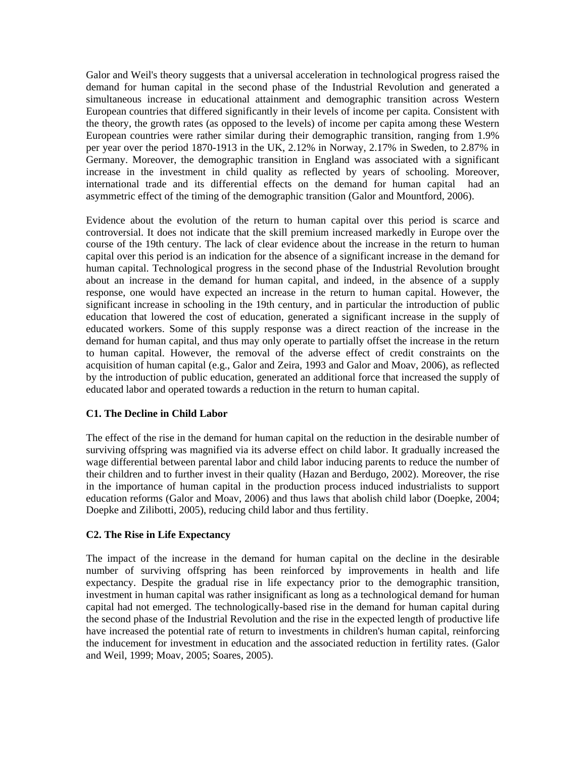Galor and Weil's theory suggests that a universal acceleration in technological progress raised the demand for human capital in the second phase of the Industrial Revolution and generated a simultaneous increase in educational attainment and demographic transition across Western European countries that differed significantly in their levels of income per capita. Consistent with the theory, the growth rates (as opposed to the levels) of income per capita among these Western European countries were rather similar during their demographic transition, ranging from 1.9% per year over the period 1870-1913 in the UK, 2.12% in Norway, 2.17% in Sweden, to 2.87% in Germany. Moreover, the demographic transition in England was associated with a significant increase in the investment in child quality as reflected by years of schooling. Moreover, international trade and its differential effects on the demand for human capital had an asymmetric effect of the timing of the demographic transition (Galor and Mountford, 2006).

Evidence about the evolution of the return to human capital over this period is scarce and controversial. It does not indicate that the skill premium increased markedly in Europe over the course of the 19th century. The lack of clear evidence about the increase in the return to human capital over this period is an indication for the absence of a significant increase in the demand for human capital. Technological progress in the second phase of the Industrial Revolution brought about an increase in the demand for human capital, and indeed, in the absence of a supply response, one would have expected an increase in the return to human capital. However, the significant increase in schooling in the 19th century, and in particular the introduction of public education that lowered the cost of education, generated a significant increase in the supply of educated workers. Some of this supply response was a direct reaction of the increase in the demand for human capital, and thus may only operate to partially offset the increase in the return to human capital. However, the removal of the adverse effect of credit constraints on the acquisition of human capital (e.g., Galor and Zeira, 1993 and Galor and Moav, 2006), as reflected by the introduction of public education, generated an additional force that increased the supply of educated labor and operated towards a reduction in the return to human capital.

### C1. The Decline in Child Labor

The effect of the rise in the demand for human capital on the reduction in the desirable number of surviving offspring was magnified via its adverse effect on child labor. It gradually increased the wage differential between parental labor and child labor inducing parents to reduce the number of their children and to further invest in their quality (Hazan and Berdugo, 2002). Moreover, the rise in the importance of human capital in the production process induced industrialists to support education reforms (Galor and Moav, 2006) and thus laws that abolish child labor (Doepke, 2004; Doepke and Zilibotti, 2005), reducing child labor and thus fertility.

### C2. The Rise in Life Expectancy

The impact of the increase in the demand for human capital on the decline in the desirable number of surviving offspring has been reinforced by improvements in health and life expectancy. Despite the gradual rise in life expectancy prior to the demographic transition, investment in human capital was rather insignificant as long as a technological demand for human capital had not emerged. The technologically-based rise in the demand for human capital during the second phase of the Industrial Revolution and the rise in the expected length of productive life have increased the potential rate of return to investments in children's human capital, reinforcing the inducement for investment in education and the associated reduction in fertility rates. (Galor and Weil, 1999; Moav, 2005; Soares, 2005).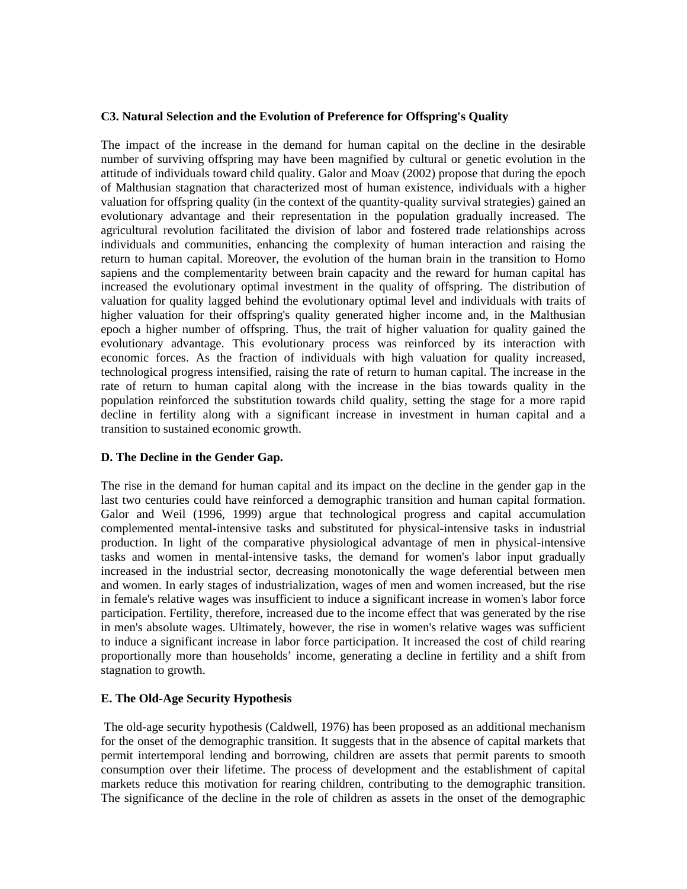### C3. Natural Selection and the Evolution of Preference for Offspring's Quality

The impact of the increase in the demand for human capital on the decline in the desirable number of surviving offspring may have been magnified by cultural or genetic evolution in the attitude of individuals toward child quality. Galor and Moav (2002) propose that during the epoch of Malthusian stagnation that characterized most of human existence, individuals with a higher valuation for offspring quality (in the context of the quantity-quality survival strategies) gained an evolutionary advantage and their representation in the population gradually increased. The agricultural revolution facilitated the division of labor and fostered trade relationships across individuals and communities, enhancing the complexity of human interaction and raising the return to human capital. Moreover, the evolution of the human brain in the transition to Homo sapiens and the complementarity between brain capacity and the reward for human capital has increased the evolutionary optimal investment in the quality of offspring. The distribution of valuation for quality lagged behind the evolutionary optimal level and individuals with traits of higher valuation for their offspring's quality generated higher income and, in the Malthusian epoch a higher number of offspring. Thus, the trait of higher valuation for quality gained the evolutionary advantage. This evolutionary process was reinforced by its interaction with economic forces. As the fraction of individuals with high valuation for quality increased, technological progress intensified, raising the rate of return to human capital. The increase in the rate of return to human capital along with the increase in the bias towards quality in the population reinforced the substitution towards child quality, setting the stage for a more rapid decline in fertility along with a significant increase in investment in human capital and a transition to sustained economic growth.

### D. The Decline in the Gender Gap.

The rise in the demand for human capital and its impact on the decline in the gender gap in the last two centuries could have reinforced a demographic transition and human capital formation. Galor and Weil (1996, 1999) argue that technological progress and capital accumulation complemented mental-intensive tasks and substituted for physical-intensive tasks in industrial production. In light of the comparative physiological advantage of men in physical-intensive tasks and women in mental-intensive tasks, the demand for women's labor input gradually increased in the industrial sector, decreasing monotonically the wage deferential between men and women. In early stages of industrialization, wages of men and women increased, but the rise in female's relative wages was insufficient to induce a significant increase in women's labor force participation. Fertility, therefore, increased due to the income effect that was generated by the rise in men's absolute wages. Ultimately, however, the rise in women's relative wages was sufficient to induce a significant increase in labor force participation. It increased the cost of child rearing proportionally more than households' income, generating a decline in fertility and a shift from stagnation to growth.

### E. The Old-Age Security Hypothesis

The old-age security hypothesis (Caldwell, 1976) has been proposed as an additional mechanism for the onset of the demographic transition. It suggests that in the absence of capital markets that permit intertemporal lending and borrowing, children are assets that permit parents to smooth consumption over their lifetime. The process of development and the establishment of capital markets reduce this motivation for rearing children, contributing to the demographic transition. The significance of the decline in the role of children as assets in the onset of the demographic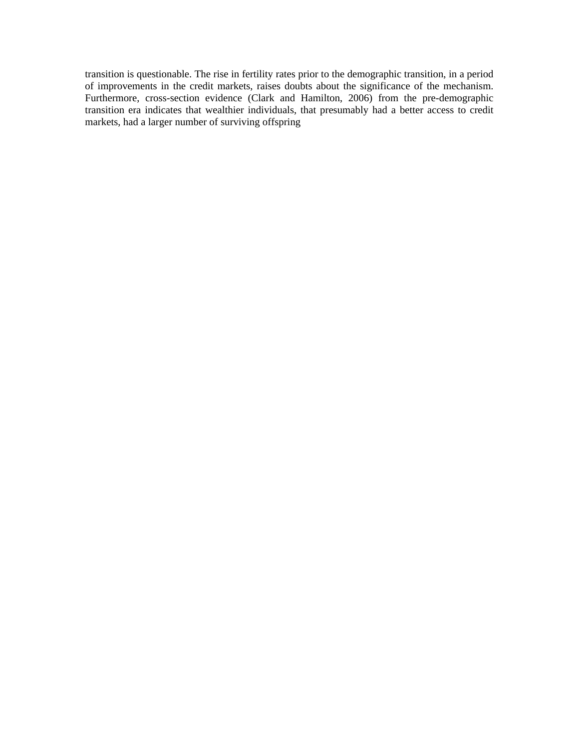transition is questionable. The rise in fertility rates prior to the demographic transition, in a period of improvements in the credit markets, raises doubts about the significance of the mechanism. Furthermore, cross-section evidence (Clark and Hamilton, 2006) from the pre-demographic transition era indicates that wealthier individuals, that presumably had a better access to credit markets, had a larger number of surviving offspring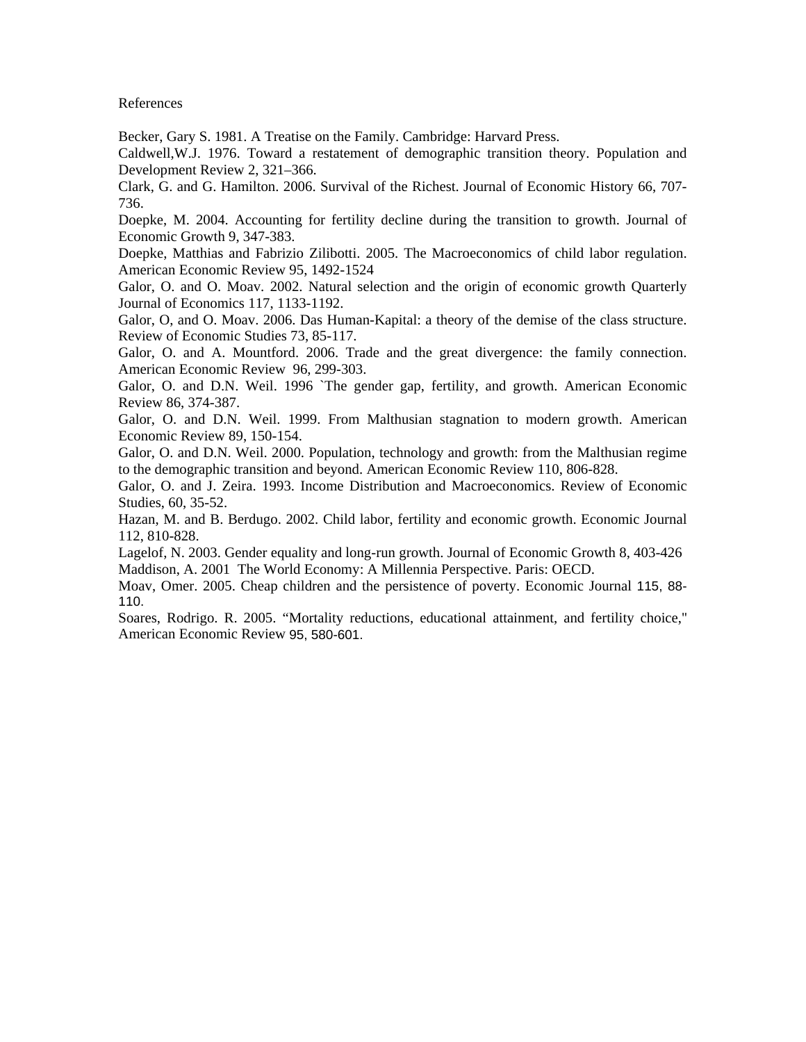References

Becker, Gary S. 1981. A Treatise on the Family. Cambridge: Harvard Press.

Caldwell,W.J. 1976. Toward a restatement of demographic transition theory. Population and Development Review 2, 321–366.

Clark, G. and G. Hamilton. 2006. Survival of the Richest. Journal of Economic History 66, 707-736.

Doepke, M. 2004. Accounting for fertility decline during the transition to growth. Journal of Economic Growth 9, 347-383.

Doepke, Matthias and Fabrizio Zilibotti. 2005. The Macroeconomics of child labor regulation. American Economic Review 95, 1492-1524

Galor, O. and O. Moav. 2002. Natural selection and the origin of economic growth Quarterly Journal of Economics 117, 1133-1192.

Galor, O, and O. Moav. 2006. Das Human-Kapital: a theory of the demise of the class structure. Review of Economic Studies 73, 85-117.

Galor, O. and A. Mountford. 2006. Trade and the great divergence: the family connection. American Economic Review 96, 299-303.

Galor, O. and D.N. Weil. 1996 `The gender gap, fertility, and growth. American Economic Review 86, 374-387.

Galor, O. and D.N. Weil. 1999. From Malthusian stagnation to modern growth. American Economic Review 89, 150-154.

Galor, O. and D.N. Weil. 2000. Population, technology and growth: from the Malthusian regime to the demographic transition and beyond. American Economic Review 110, 806-828.

Galor, O. and J. Zeira. 1993. Income Distribution and Macroeconomics. Review of Economic Studies, 60, 35-52.

Hazan, M. and B. Berdugo. 2002. Child labor, fertility and economic growth. Economic Journal 112, 810-828.

Lagelof, N. 2003. Gender equality and long-run growth. Journal of Economic Growth 8, 403-426

Maddison, A. 2001 The World Economy: A Millennia Perspective. Paris: OECD.

Moav, Omer. 2005. Cheap children and the persistence of poverty. Economic Journal 115, 88-110.

Soares, Rodrigo. R. 2005. "Mortality reductions, educational attainment, and fertility choice," American Economic Review 95, 580-601.